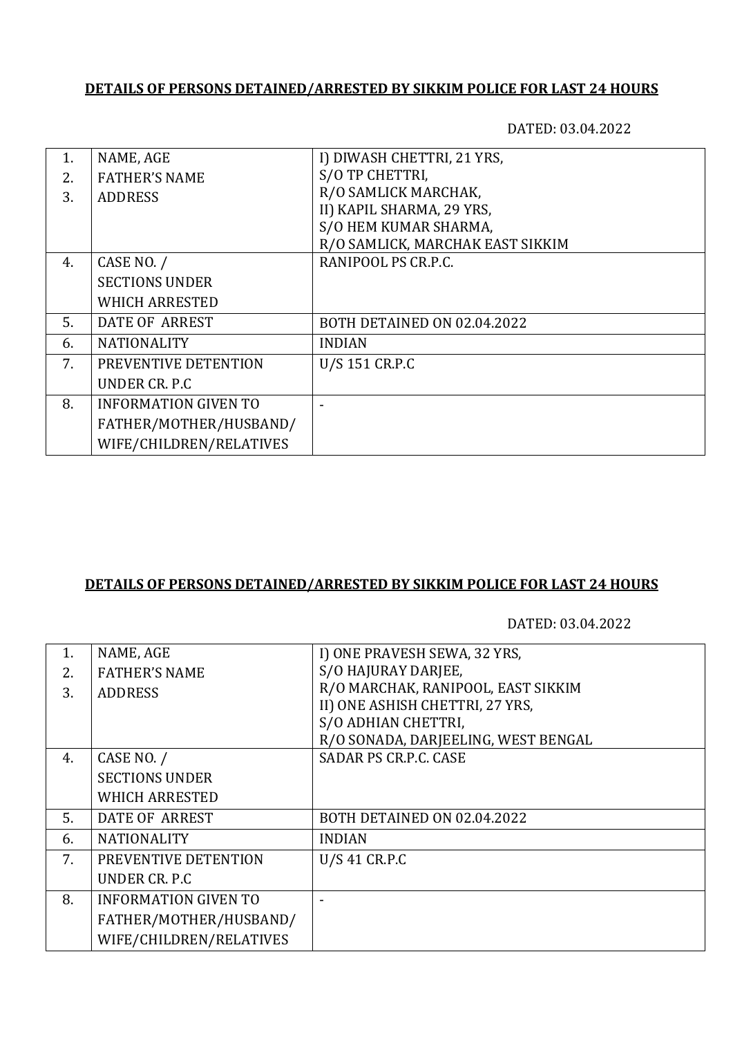## DETAILS OF PERSONS DETAINED/ARRESTED BY SIKKIM POLICE FOR LAST 24 HOURS

DATED: 03.04.2022

| | | |
|---|---|---|
| 1.<br>2.<br>3. | NAME, AGE<br>FATHER'S NAME<br>ADDRESS | I) DIWASH CHETTRI, 21 YRS,<br>S/O TP CHETTRI,<br>R/O SAMLICK MARCHAK,<br>II) KAPIL SHARMA, 29 YRS,<br>S/O HEM KUMAR SHARMA,<br>R/O SAMLICK, MARCHAK EAST SIKKIM |
| 4. | CASE NO. /<br>SECTIONS UNDER<br>WHICH ARRESTED | RANIPOOL PS CR.P.C. |
| 5. | DATE OF ARREST | BOTH DETAINED ON 02.04.2022 |
| 6. | NATIONALITY | INDIAN |
| 7. | PREVENTIVE DETENTION<br>UNDER CR. P.C | U/S 151 CR.P.C |
| 8. | INFORMATION GIVEN TO<br>FATHER/MOTHER/HUSBAND/<br>WIFE/CHILDREN/RELATIVES | - |

## DETAILS OF PERSONS DETAINED/ARRESTED BY SIKKIM POLICE FOR LAST 24 HOURS

DATED: 03.04.2022

| | | |
|---|---|---|
| 1.<br>2.<br>3. | NAME, AGE<br>FATHER'S NAME<br>ADDRESS | I) ONE PRAVESH SEWA, 32 YRS,<br>S/O HAJURAY DARJEE,<br>R/O MARCHAK, RANIPOOL, EAST SIKKIM<br>II) ONE ASHISH CHETTRI, 27 YRS,<br>S/O ADHIAN CHETTRI,<br>R/O SONADA, DARJEELING, WEST BENGAL |
| 4. | CASE NO. /<br>SECTIONS UNDER<br>WHICH ARRESTED | SADAR PS CR.P.C. CASE |
| 5. | DATE OF ARREST | BOTH DETAINED ON 02.04.2022 |
| 6. | NATIONALITY | INDIAN |
| 7. | PREVENTIVE DETENTION<br>UNDER CR. P.C | U/S 41 CR.P.C |
| 8. | INFORMATION GIVEN TO<br>FATHER/MOTHER/HUSBAND/<br>WIFE/CHILDREN/RELATIVES | - |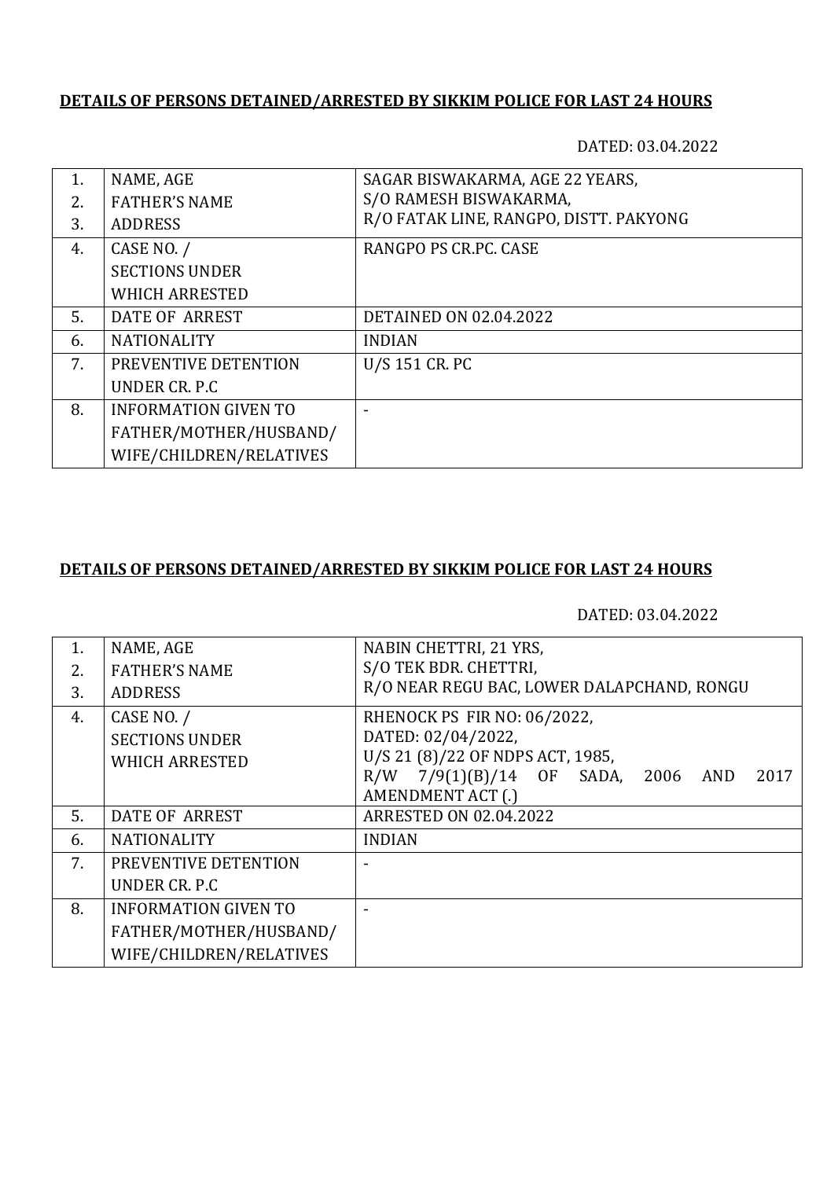**DETAILS OF PERSONS DETAINED/ARRESTED BY SIKKIM POLICE FOR LAST 24 HOURS**

DATED: 03.04.2022

| | | |
|---|---|---|
| 1.<br>2.<br>3. | NAME, AGE<br>FATHER'S NAME<br>ADDRESS | SAGAR BISWAKARMA, AGE 22 YEARS,<br>S/O RAMESH BISWAKARMA,<br>R/O FATAK LINE, RANGPO, DISTT. PAKYONG |
| 4. | CASE NO. /<br>SECTIONS UNDER<br>WHICH ARRESTED | RANGPO PS CR.PC. CASE |
| 5. | DATE OF ARREST | DETAINED ON 02.04.2022 |
| 6. | NATIONALITY | INDIAN |
| 7. | PREVENTIVE DETENTION<br>UNDER CR. P.C | U/S 151 CR. PC |
| 8. | INFORMATION GIVEN TO<br>FATHER/MOTHER/HUSBAND/<br>WIFE/CHILDREN/RELATIVES | - |

**DETAILS OF PERSONS DETAINED/ARRESTED BY SIKKIM POLICE FOR LAST 24 HOURS**

DATED: 03.04.2022

| | | |
|---|---|---|
| 1.<br>2.<br>3. | NAME, AGE<br>FATHER'S NAME<br>ADDRESS | NABIN CHETTRI, 21 YRS,<br>S/O TEK BDR. CHETTRI,<br>R/O NEAR REGU BAC, LOWER DALAPCHAND, RONGU |
| 4. | CASE NO. /<br>SECTIONS UNDER<br>WHICH ARRESTED | RHENOCK PS FIR NO: 06/2022,<br>DATED: 02/04/2022,<br>U/S 21 (8)/22 OF NDPS ACT, 1985,<br>R/W 7/9(1)(B)/14 OF SADA, 2006 AND 2017 AMENDMENT ACT (.) |
| 5. | DATE OF ARREST | ARRESTED ON 02.04.2022 |
| 6. | NATIONALITY | INDIAN |
| 7. | PREVENTIVE DETENTION<br>UNDER CR. P.C | - |
| 8. | INFORMATION GIVEN TO<br>FATHER/MOTHER/HUSBAND/<br>WIFE/CHILDREN/RELATIVES | - |